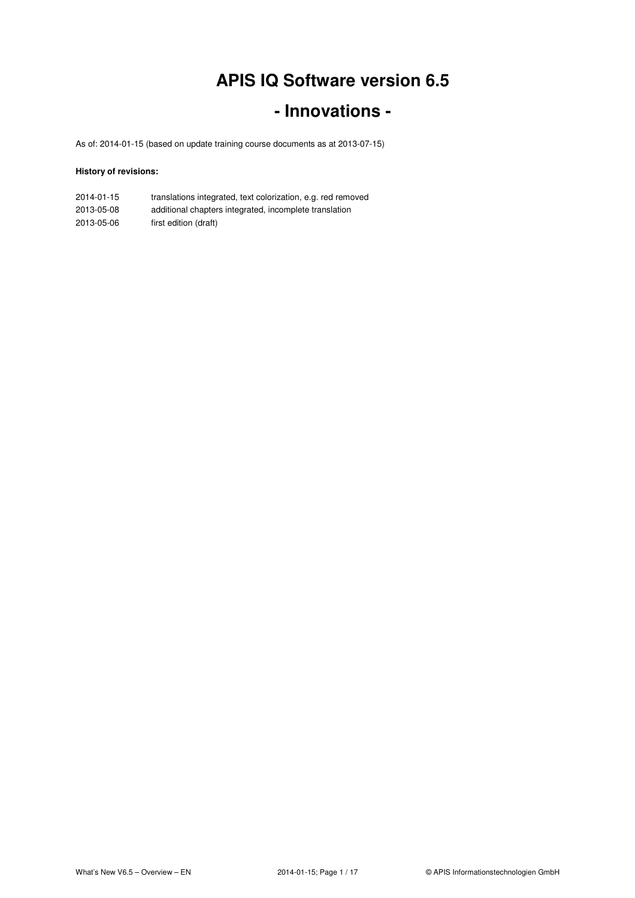# APIS IQ Software version 6.5

# - Innovations -

As of: 2014-01-15 (based on update training course documents as at 2013-07-15)

**History of revisions:**

| | |
|---|---|
| 2014-01-15 | translations integrated, text colorization, e.g. red removed |
| 2013-05-08 | additional chapters integrated, incomplete translation |
| 2013-05-06 | first edition (draft) |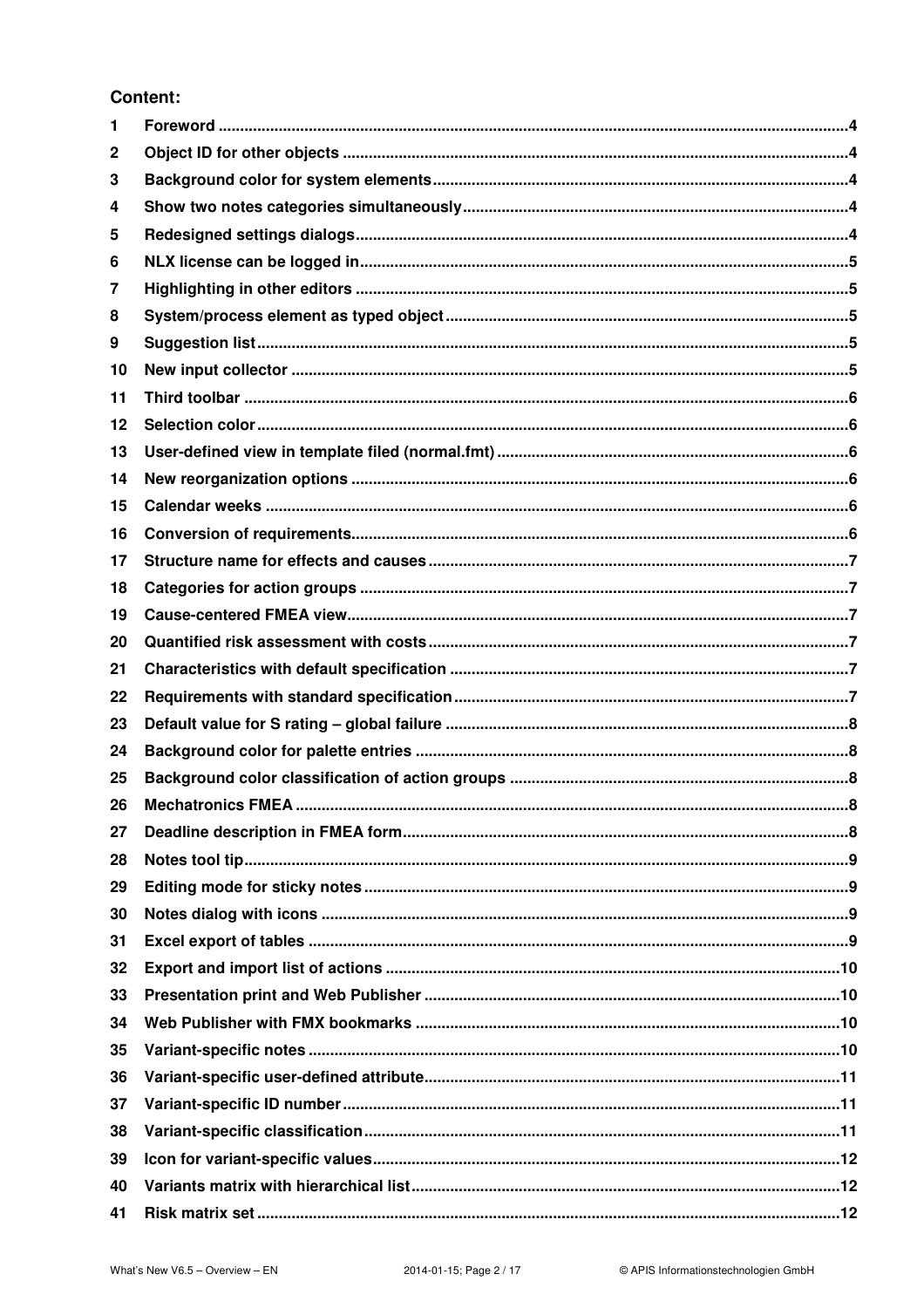**Content:**

| | | |
|---|---|---|
| 1 | Foreword | 4 |
| 2 | Object ID for other objects | 4 |
| 3 | Background color for system elements | 4 |
| 4 | Show two notes categories simultaneously | 4 |
| 5 | Redesigned settings dialogs | 4 |
| 6 | NLX license can be logged in | 5 |
| 7 | Highlighting in other editors | 5 |
| 8 | System/process element as typed object | 5 |
| 9 | Suggestion list | 5 |
| 10 | New input collector | 5 |
| 11 | Third toolbar | 6 |
| 12 | Selection color | 6 |
| 13 | User-defined view in template filed (normal.fmt) | 6 |
| 14 | New reorganization options | 6 |
| 15 | Calendar weeks | 6 |
| 16 | Conversion of requirements | 6 |
| 17 | Structure name for effects and causes | 7 |
| 18 | Categories for action groups | 7 |
| 19 | Cause-centered FMEA view | 7 |
| 20 | Quantified risk assessment with costs | 7 |
| 21 | Characteristics with default specification | 7 |
| 22 | Requirements with standard specification | 7 |
| 23 | Default value for S rating – global failure | 8 |
| 24 | Background color for palette entries | 8 |
| 25 | Background color classification of action groups | 8 |
| 26 | Mechatronics FMEA | 8 |
| 27 | Deadline description in FMEA form | 8 |
| 28 | Notes tool tip | 9 |
| 29 | Editing mode for sticky notes | 9 |
| 30 | Notes dialog with icons | 9 |
| 31 | Excel export of tables | 9 |
| 32 | Export and import list of actions | 10 |
| 33 | Presentation print and Web Publisher | 10 |
| 34 | Web Publisher with FMX bookmarks | 10 |
| 35 | Variant-specific notes | 10 |
| 36 | Variant-specific user-defined attribute | 11 |
| 37 | Variant-specific ID number | 11 |
| 38 | Variant-specific classification | 11 |
| 39 | Icon for variant-specific values | 12 |
| 40 | Variants matrix with hierarchical list | 12 |
| 41 | Risk matrix set | 12 |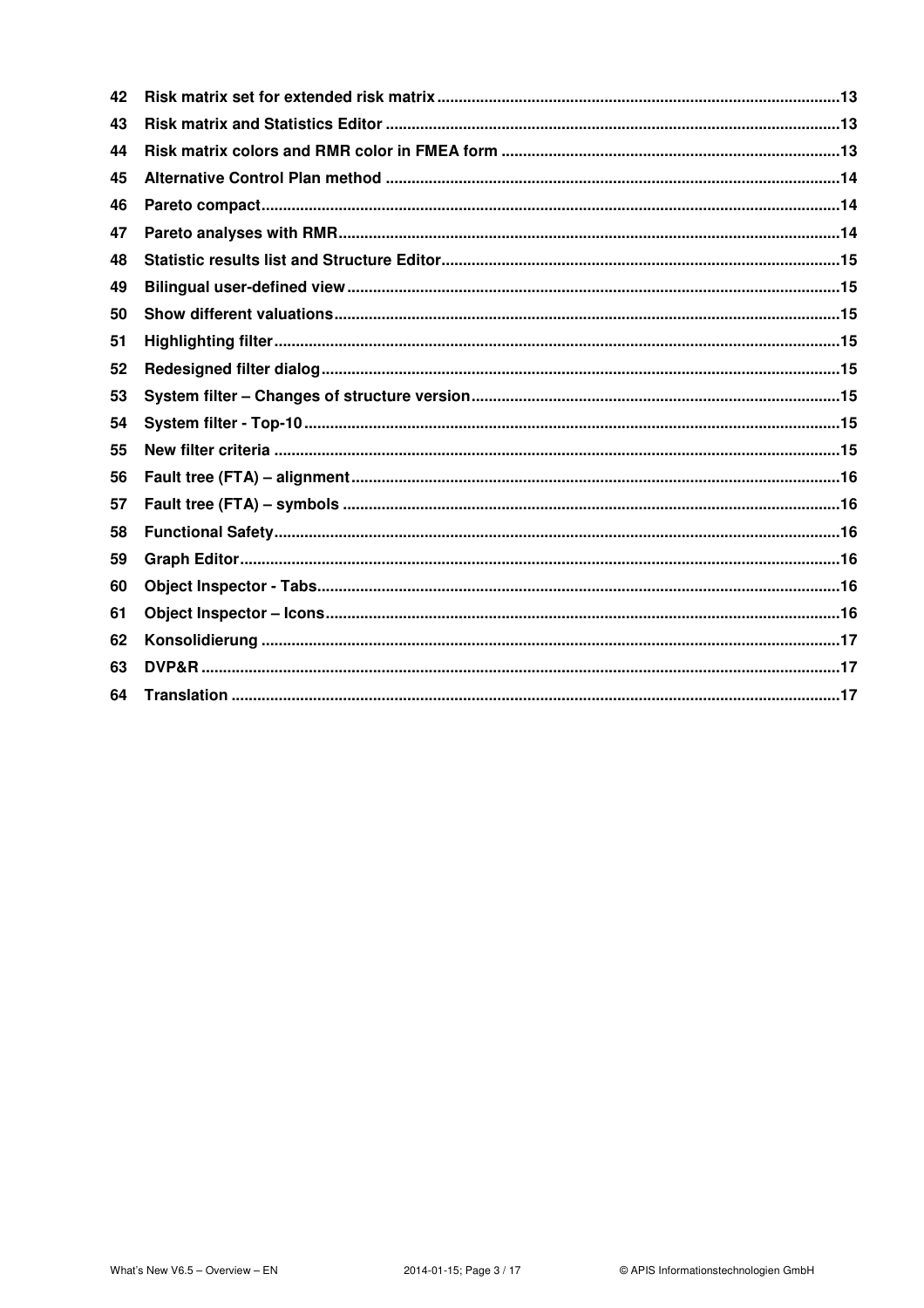42 **Risk matrix set for extended risk matrix** ....................................................................................13

43 **Risk matrix and Statistics Editor** ................................................................................................13

44 **Risk matrix colors and RMR color in FMEA form** .....................................................................13

45 **Alternative Control Plan method** .................................................................................................14

46 **Pareto compact** ............................................................................................................................14

47 **Pareto analyses with RMR** ..........................................................................................................14

48 **Statistic results list and Structure Editor** ...................................................................................15

49 **Bilingual user-defined view** .........................................................................................................15

50 **Show different valuations** ...........................................................................................................15

51 **Highlighting filter** .........................................................................................................................15

52 **Redesigned filter dialog** ..............................................................................................................15

53 **System filter – Changes of structure version** ............................................................................15

54 **System filter - Top-10** ..................................................................................................................15

55 **New filter criteria** .........................................................................................................................15

56 **Fault tree (FTA) – alignment** ........................................................................................................16

57 **Fault tree (FTA) – symbols** ..........................................................................................................16

58 **Functional Safety** .........................................................................................................................16

59 **Graph Editor** .................................................................................................................................16

60 **Object Inspector - Tabs** ...............................................................................................................16

61 **Object Inspector – Icons** ..............................................................................................................16

62 **Konsolidierung** ............................................................................................................................17

63 **DVP&R** ..........................................................................................................................................17

64 **Translation** ...................................................................................................................................17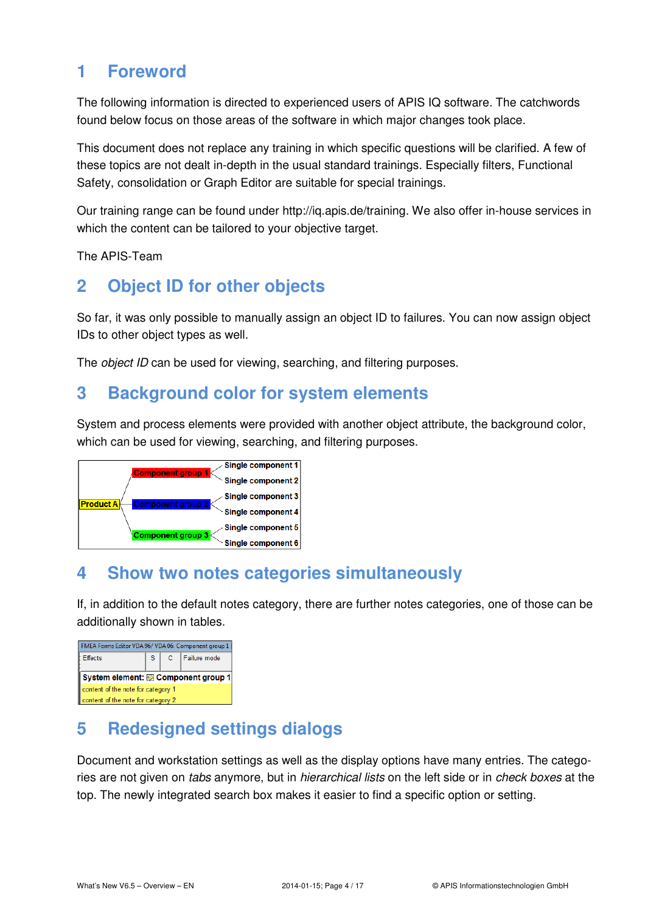# 1 Foreword

The following information is directed to experienced users of APIS IQ software. The catchwords found below focus on those areas of the software in which major changes took place.

This document does not replace any training in which specific questions will be clarified. A few of these topics are not dealt in-depth in the usual standard trainings. Especially filters, Functional Safety, consolidation or Graph Editor are suitable for special trainings.

Our training range can be found under http://iq.apis.de/training. We also offer in-house services in which the content can be tailored to your objective target.

The APIS-Team

# 2 Object ID for other objects

So far, it was only possible to manually assign an object ID to failures. You can now assign object IDs to other object types as well.

The *object ID* can be used for viewing, searching, and filtering purposes.

# 3 Background color for system elements

System and process elements were provided with another object attribute, the background color, which can be used for viewing, searching, and filtering purposes.

# 4 Show two notes categories simultaneously

If, in addition to the default notes category, there are further notes categories, one of those can be additionally shown in tables.

# 5 Redesigned settings dialogs

Document and workstation settings as well as the display options have many entries. The categories are not given on *tabs* anymore, but in *hierarchical lists* on the left side or in *check boxes* at the top. The newly integrated search box makes it easier to find a specific option or setting.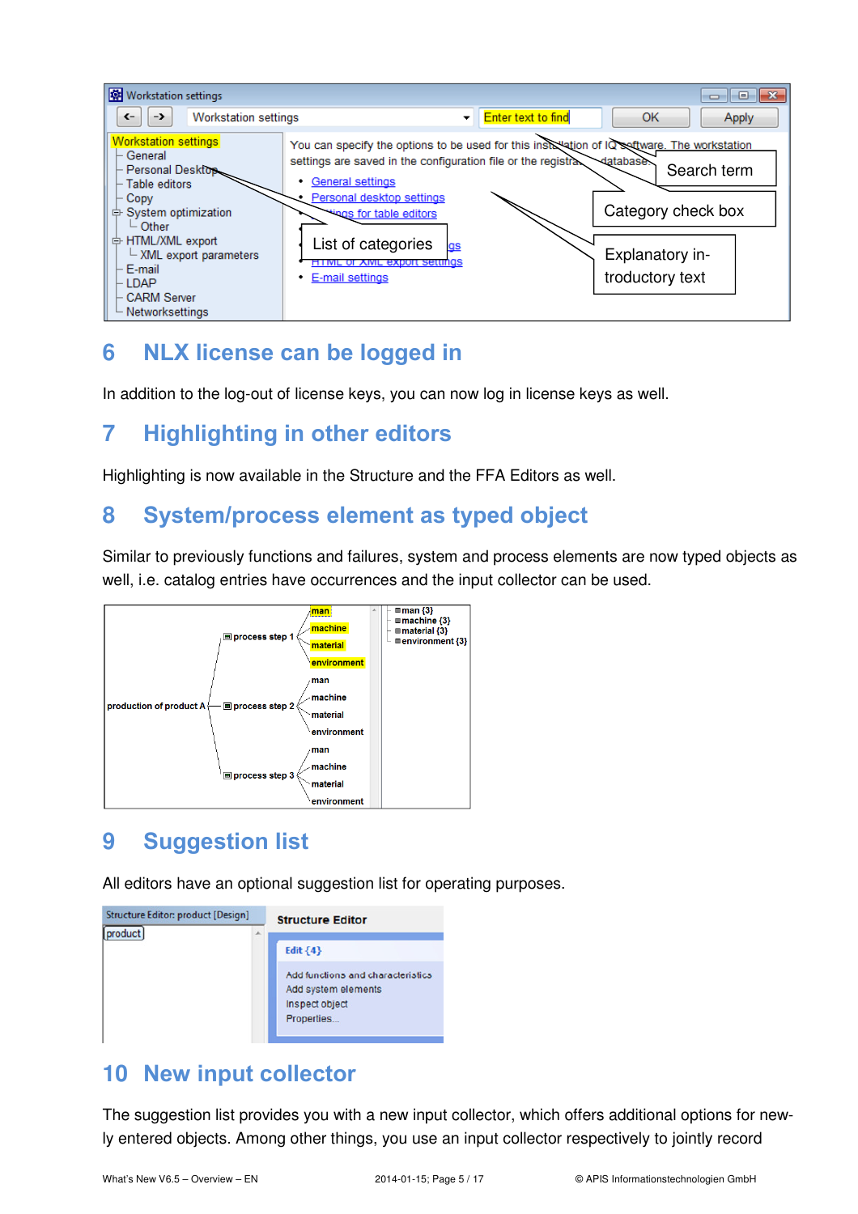## 6 NLX license can be logged in

In addition to the log-out of license keys, you can now log in license keys as well.

## 7 Highlighting in other editors

Highlighting is now available in the Structure and the FFA Editors as well.

## 8 System/process element as typed object

Similar to previously functions and failures, system and process elements are now typed objects as well, i.e. catalog entries have occurrences and the input collector can be used.

## 9 Suggestion list

All editors have an optional suggestion list for operating purposes.

## 10 New input collector

The suggestion list provides you with a new input collector, which offers additional options for newly entered objects. Among other things, you use an input collector respectively to jointly record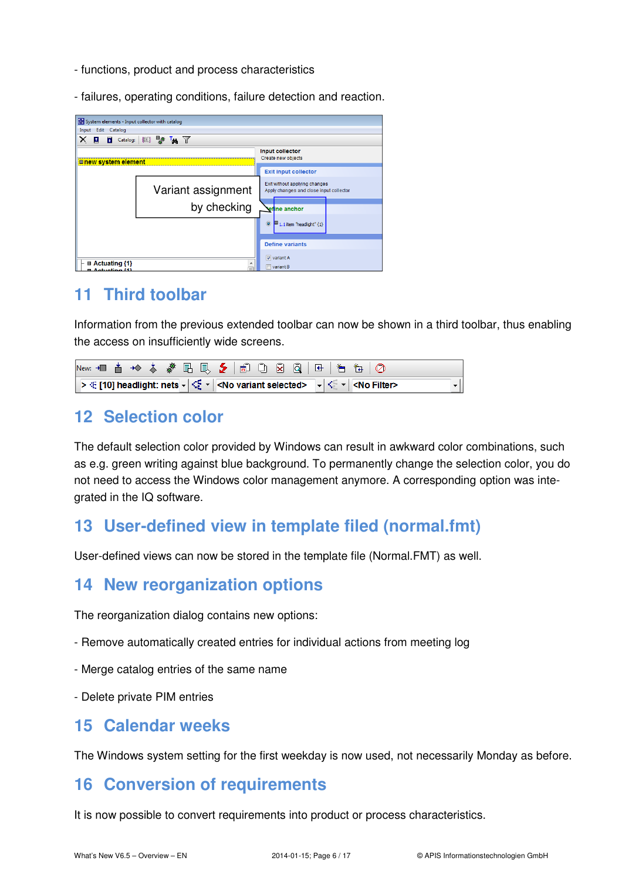- functions, product and process characteristics

- failures, operating conditions, failure detection and reaction.

## 11 Third toolbar

Information from the previous extended toolbar can now be shown in a third toolbar, thus enabling the access on insufficiently wide screens.

## 12 Selection color

The default selection color provided by Windows can result in awkward color combinations, such as e.g. green writing against blue background. To permanently change the selection color, you do not need to access the Windows color management anymore. A corresponding option was integrated in the IQ software.

## 13 User-defined view in template filed (normal.fmt)

User-defined views can now be stored in the template file (Normal.FMT) as well.

## 14 New reorganization options

The reorganization dialog contains new options:

- Remove automatically created entries for individual actions from meeting log

- Merge catalog entries of the same name

- Delete private PIM entries

## 15 Calendar weeks

The Windows system setting for the first weekday is now used, not necessarily Monday as before.

## 16 Conversion of requirements

It is now possible to convert requirements into product or process characteristics.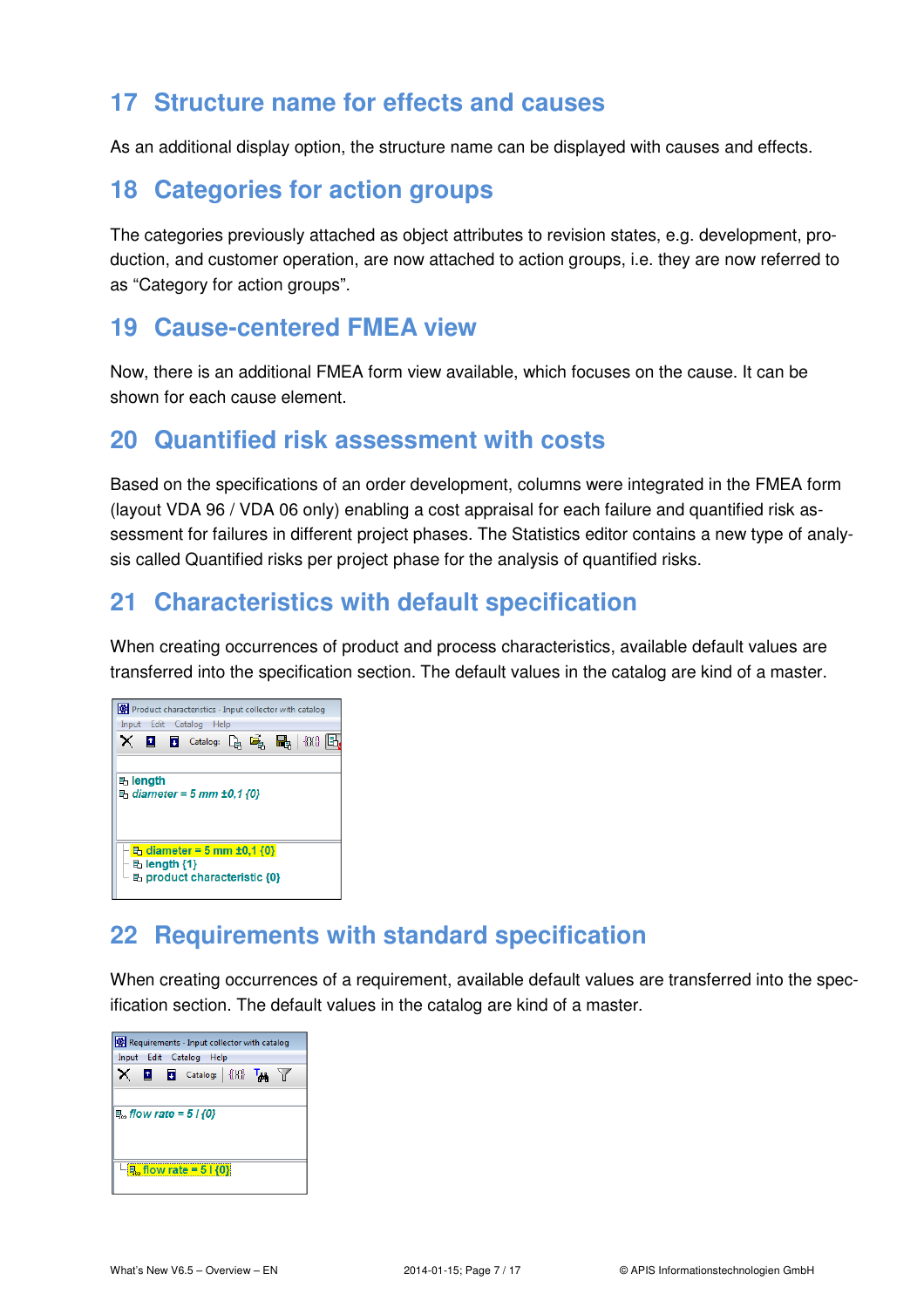# 17 Structure name for effects and causes

As an additional display option, the structure name can be displayed with causes and effects.

# 18 Categories for action groups

The categories previously attached as object attributes to revision states, e.g. development, production, and customer operation, are now attached to action groups, i.e. they are now referred to as “Category for action groups”.

# 19 Cause-centered FMEA view

Now, there is an additional FMEA form view available, which focuses on the cause. It can be shown for each cause element.

# 20 Quantified risk assessment with costs

Based on the specifications of an order development, columns were integrated in the FMEA form (layout VDA 96 / VDA 06 only) enabling a cost appraisal for each failure and quantified risk assessment for failures in different project phases. The Statistics editor contains a new type of analysis called Quantified risks per project phase for the analysis of quantified risks.

# 21 Characteristics with default specification

When creating occurrences of product and process characteristics, available default values are transferred into the specification section. The default values in the catalog are kind of a master.

# 22 Requirements with standard specification

When creating occurrences of a requirement, available default values are transferred into the specification section. The default values in the catalog are kind of a master.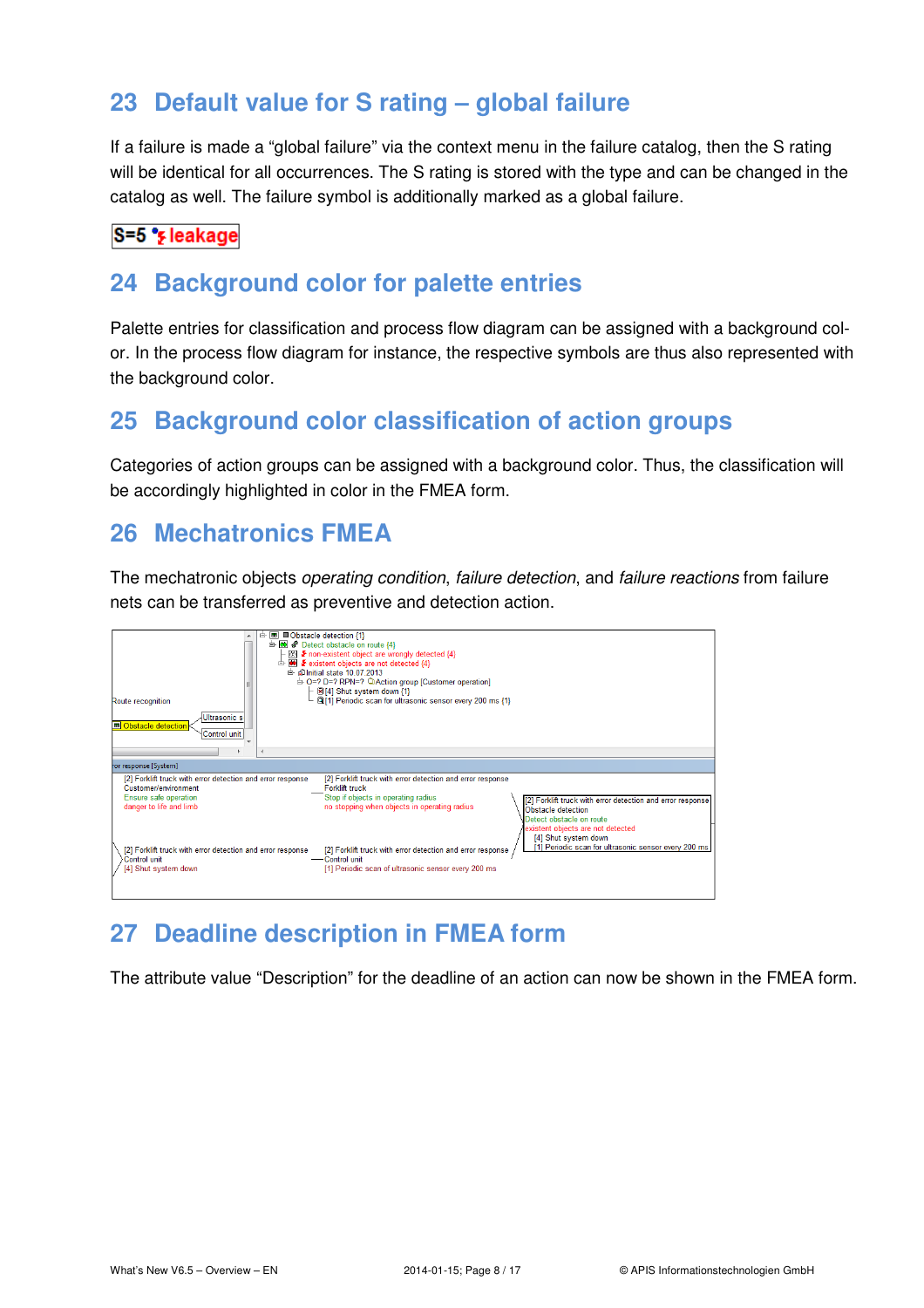# 23 Default value for S rating – global failure

If a failure is made a “global failure” via the context menu in the failure catalog, then the S rating will be identical for all occurrences. The S rating is stored with the type and can be changed in the catalog as well. The failure symbol is additionally marked as a global failure.

S=5 leakage

# 24 Background color for palette entries

Palette entries for classification and process flow diagram can be assigned with a background color. In the process flow diagram for instance, the respective symbols are thus also represented with the background color.

# 25 Background color classification of action groups

Categories of action groups can be assigned with a background color. Thus, the classification will be accordingly highlighted in color in the FMEA form.

# 26 Mechatronics FMEA

The mechatronic objects *operating condition*, *failure detection*, and *failure reactions* from failure nets can be transferred as preventive and detection action.

# 27 Deadline description in FMEA form

The attribute value “Description” for the deadline of an action can now be shown in the FMEA form.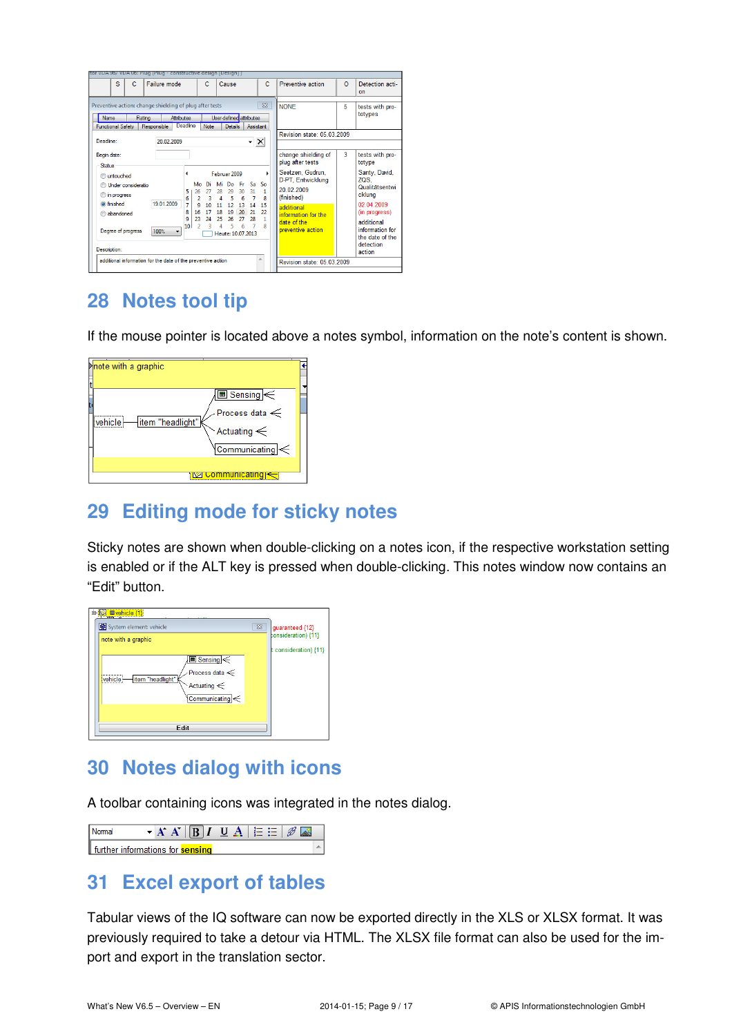## 28 Notes tool tip

If the mouse pointer is located above a notes symbol, information on the note’s content is shown.

## 29 Editing mode for sticky notes

Sticky notes are shown when double-clicking on a notes icon, if the respective workstation setting is enabled or if the ALT key is pressed when double-clicking. This notes window now contains an “Edit” button.

## 30 Notes dialog with icons

A toolbar containing icons was integrated in the notes dialog.

## 31 Excel export of tables

Tabular views of the IQ software can now be exported directly in the XLS or XLSX format. It was previously required to take a detour via HTML. The XLSX file format can also be used for the import and export in the translation sector.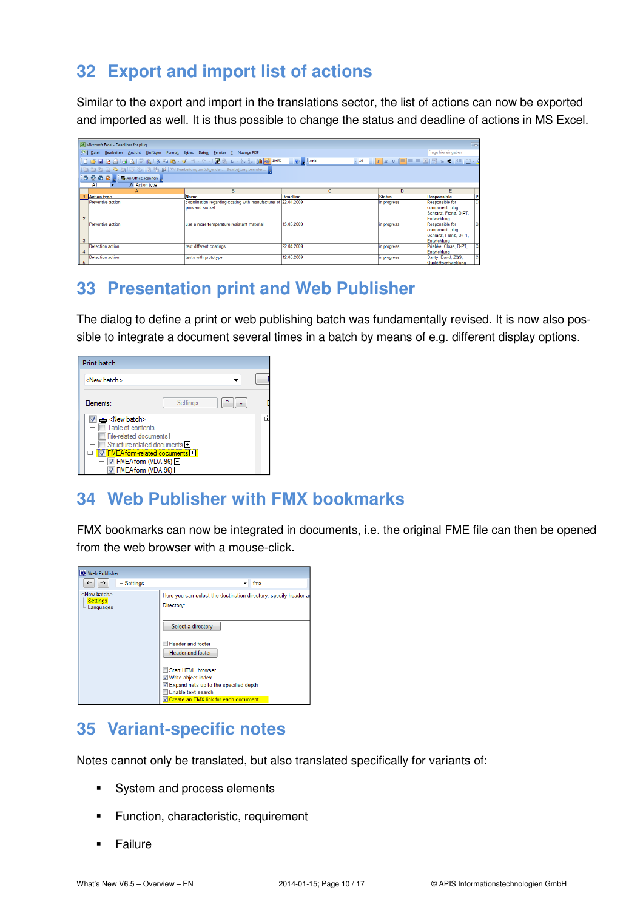## 32 Export and import list of actions

Similar to the export and import in the translations sector, the list of actions can now be exported and imported as well. It is thus possible to change the status and deadline of actions in MS Excel.

## 33 Presentation print and Web Publisher

The dialog to define a print or web publishing batch was fundamentally revised. It is now also possible to integrate a document several times in a batch by means of e.g. different display options.

## 34 Web Publisher with FMX bookmarks

FMX bookmarks can now be integrated in documents, i.e. the original FME file can then be opened from the web browser with a mouse-click.

## 35 Variant-specific notes

Notes cannot only be translated, but also translated specifically for variants of:

- System and process elements
- Function, characteristic, requirement
- Failure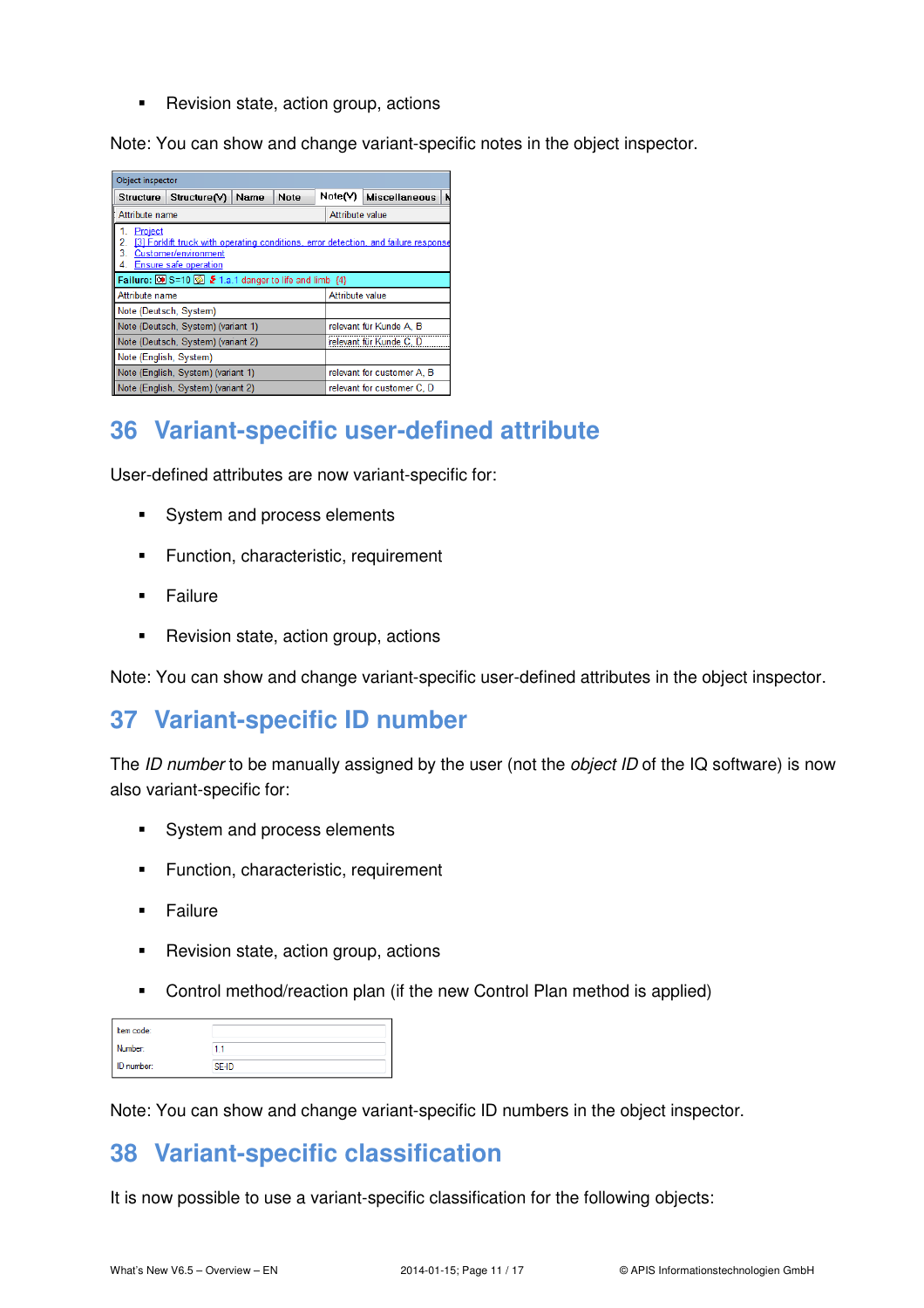- Revision state, action group, actions

Note: You can show and change variant-specific notes in the object inspector.

| Attribute name | Attribute value |
| --- | --- |
| Note (Deutsch, System) | |
| Note (Deutsch, System) (variant 1) | relevant für Kunde A, B |
| Note (Deutsch, System) (variant 2) | relevant für Kunde C, D |
| Note (English, System) | |
| Note (English, System) (variant 1) | relevant for customer A, B |
| Note (English, System) (variant 2) | relevant for customer C, D |

# 36 Variant-specific user-defined attribute

User-defined attributes are now variant-specific for:

- System and process elements
- Function, characteristic, requirement
- Failure
- Revision state, action group, actions

Note: You can show and change variant-specific user-defined attributes in the object inspector.

# 37 Variant-specific ID number

The *ID number* to be manually assigned by the user (not the *object ID* of the IQ software) is now also variant-specific for:

- System and process elements
- Function, characteristic, requirement
- Failure
- Revision state, action group, actions
- Control method/reaction plan (if the new Control Plan method is applied)

| | |
| --- | --- |
| Item code: | |
| Number: | 1.1 |
| ID number: | SE-ID |

Note: You can show and change variant-specific ID numbers in the object inspector.

# 38 Variant-specific classification

It is now possible to use a variant-specific classification for the following objects: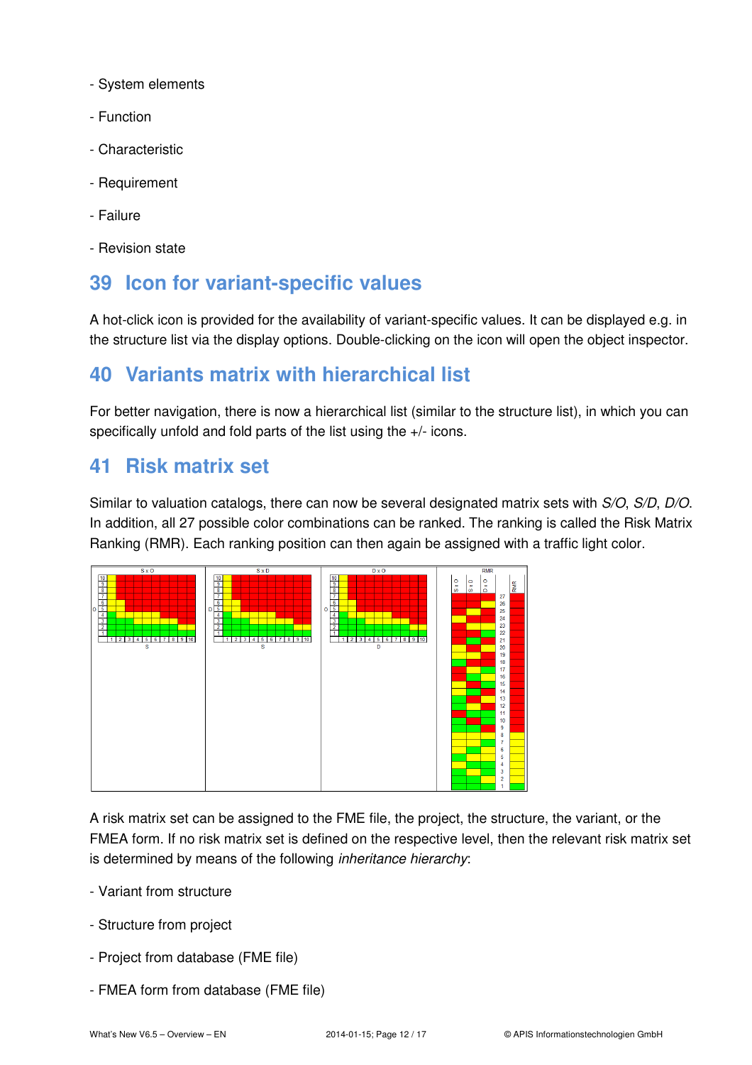- System elements

- Function

- Characteristic

- Requirement

- Failure

- Revision state

# 39 Icon for variant-specific values

A hot-click icon is provided for the availability of variant-specific values. It can be displayed e.g. in the structure list via the display options. Double-clicking on the icon will open the object inspector.

# 40 Variants matrix with hierarchical list

For better navigation, there is now a hierarchical list (similar to the structure list), in which you can specifically unfold and fold parts of the list using the +/- icons.

# 41 Risk matrix set

Similar to valuation catalogs, there can now be several designated matrix sets with *S/O*, *S/D*, *D/O*. In addition, all 27 possible color combinations can be ranked. The ranking is called the Risk Matrix Ranking (RMR). Each ranking position can then again be assigned with a traffic light color.

A risk matrix set can be assigned to the FME file, the project, the structure, the variant, or the FMEA form. If no risk matrix set is defined on the respective level, then the relevant risk matrix set is determined by means of the following *inheritance hierarchy*:

- Variant from structure

- Structure from project

- Project from database (FME file)

- FMEA form from database (FME file)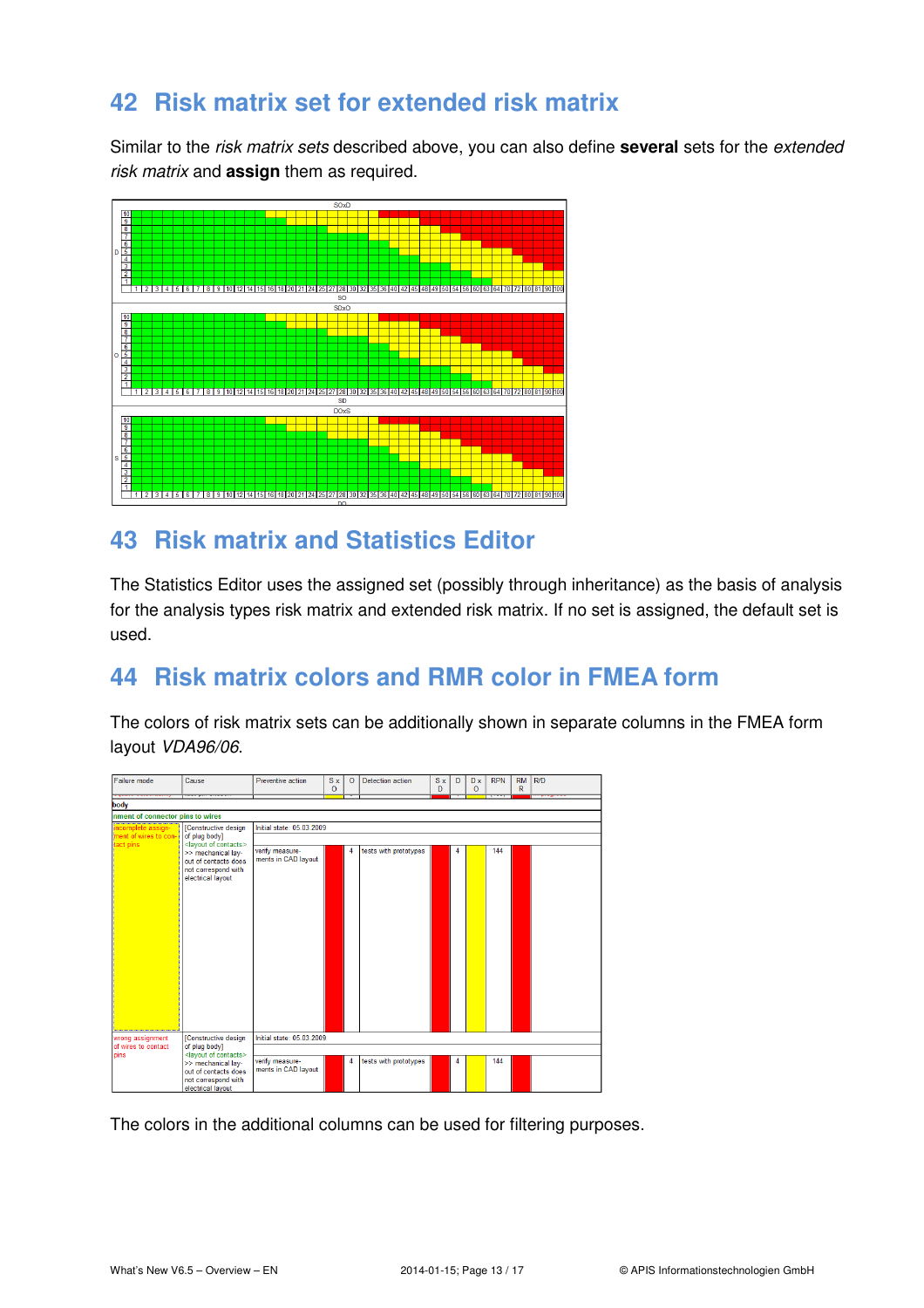## 42 Risk matrix set for extended risk matrix

Similar to the *risk matrix sets* described above, you can also define **several** sets for the *extended risk matrix* and **assign** them as required.

## 43 Risk matrix and Statistics Editor

The Statistics Editor uses the assigned set (possibly through inheritance) as the basis of analysis for the analysis types risk matrix and extended risk matrix. If no set is assigned, the default set is used.

## 44 Risk matrix colors and RMR color in FMEA form

The colors of risk matrix sets can be additionally shown in separate columns in the FMEA form layout *VDA96/06*.

The colors in the additional columns can be used for filtering purposes.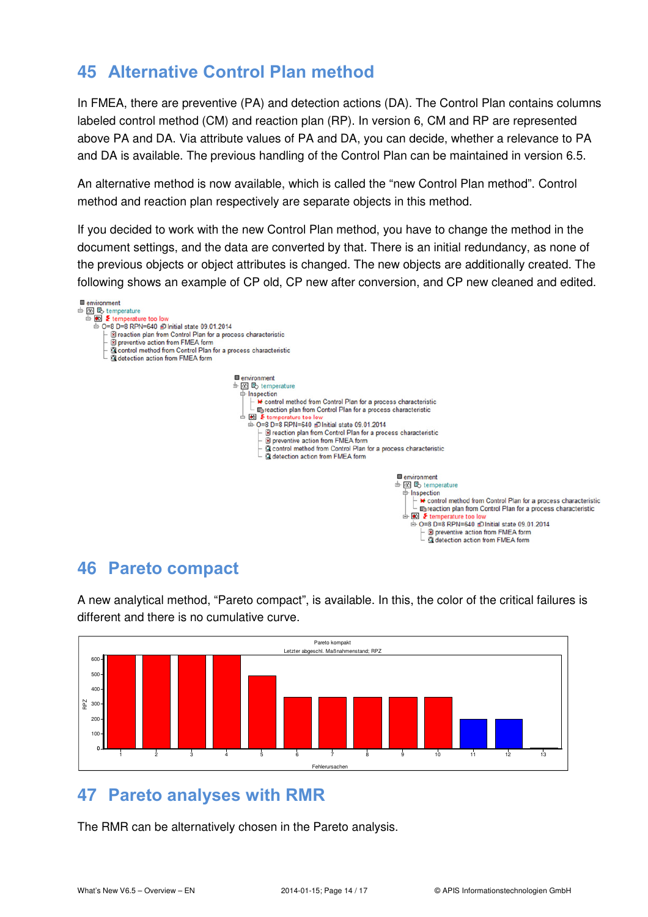# 45 Alternative Control Plan method

In FMEA, there are preventive (PA) and detection actions (DA). The Control Plan contains columns labeled control method (CM) and reaction plan (RP). In version 6, CM and RP are represented above PA and DA. Via attribute values of PA and DA, you can decide, whether a relevance to PA and DA is available. The previous handling of the Control Plan can be maintained in version 6.5.

An alternative method is now available, which is called the "new Control Plan method". Control method and reaction plan respectively are separate objects in this method.

If you decided to work with the new Control Plan method, you have to change the method in the document settings, and the data are converted by that. There is an initial redundancy, as none of the previous objects or object attributes is changed. The new objects are additionally created. The following shows an example of CP old, CP new after conversion, and CP new cleaned and edited.

```
environment
  temperature
    temperature too low
      O=8 D=8 RPN=640  Initial state 09.01.2014
        reaction plan from Control Plan for a process characteristic
        preventive action from FMEA form
        control method from Control Plan for a process characteristic
        detection action from FMEA form
```

```
environment
  temperature
    Inspection
      control method from Control Plan for a process characteristic
      reaction plan from Control Plan for a process characteristic
    temperature too low
      O=8 D=8 RPN=640  Initial state 09.01.2014
        reaction plan from Control Plan for a process characteristic
        preventive action from FMEA form
        control method from Control Plan for a process characteristic
        detection action from FMEA form
```

```
environment
  temperature
    Inspection
      control method from Control Plan for a process characteristic
      reaction plan from Control Plan for a process characteristic
    temperature too low
      O=8 D=8 RPN=640  Initial state 09.01.2014
        preventive action from FMEA form
        detection action from FMEA form
```

# 46 Pareto compact

A new analytical method, "Pareto compact", is available. In this, the color of the critical failures is different and there is no cumulative curve.

# 47 Pareto analyses with RMR

The RMR can be alternatively chosen in the Pareto analysis.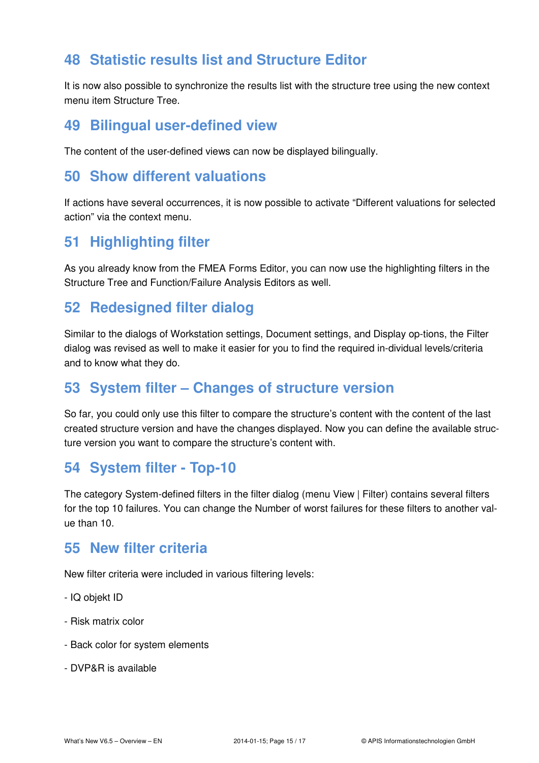# 48 Statistic results list and Structure Editor

It is now also possible to synchronize the results list with the structure tree using the new context menu item Structure Tree.

# 49 Bilingual user-defined view

The content of the user-defined views can now be displayed bilingually.

# 50 Show different valuations

If actions have several occurrences, it is now possible to activate "Different valuations for selected action" via the context menu.

# 51 Highlighting filter

As you already know from the FMEA Forms Editor, you can now use the highlighting filters in the Structure Tree and Function/Failure Analysis Editors as well.

# 52 Redesigned filter dialog

Similar to the dialogs of Workstation settings, Document settings, and Display op-tions, the Filter dialog was revised as well to make it easier for you to find the required in-dividual levels/criteria and to know what they do.

# 53 System filter – Changes of structure version

So far, you could only use this filter to compare the structure's content with the content of the last created structure version and have the changes displayed. Now you can define the available structure version you want to compare the structure's content with.

# 54 System filter - Top-10

The category System-defined filters in the filter dialog (menu View | Filter) contains several filters for the top 10 failures. You can change the Number of worst failures for these filters to another value than 10.

# 55 New filter criteria

New filter criteria were included in various filtering levels:

- IQ objekt ID
- Risk matrix color
- Back color for system elements
- DVP&R is available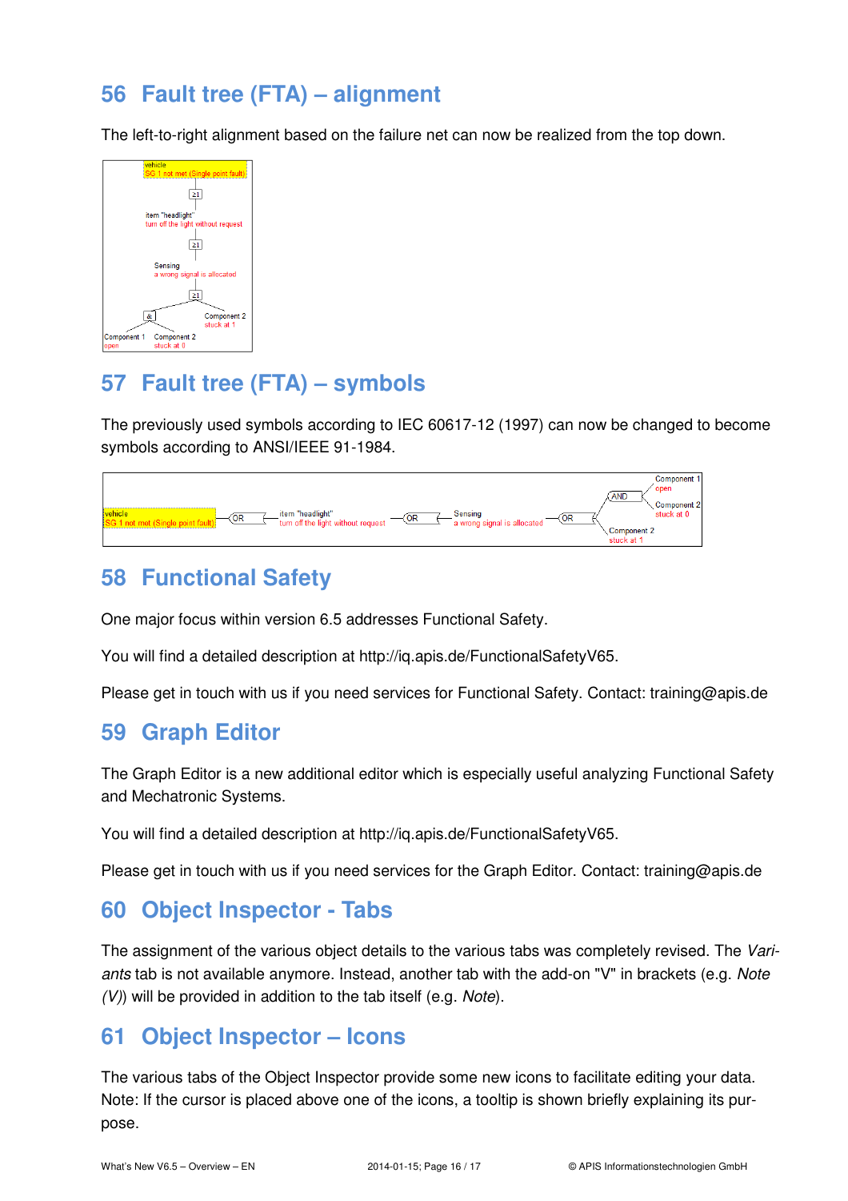## 56 Fault tree (FTA) – alignment

The left-to-right alignment based on the failure net can now be realized from the top down.

## 57 Fault tree (FTA) – symbols

The previously used symbols according to IEC 60617-12 (1997) can now be changed to become symbols according to ANSI/IEEE 91-1984.

## 58 Functional Safety

One major focus within version 6.5 addresses Functional Safety.

You will find a detailed description at http://iq.apis.de/FunctionalSafetyV65.

Please get in touch with us if you need services for Functional Safety. Contact: training@apis.de

## 59 Graph Editor

The Graph Editor is a new additional editor which is especially useful analyzing Functional Safety and Mechatronic Systems.

You will find a detailed description at http://iq.apis.de/FunctionalSafetyV65.

Please get in touch with us if you need services for the Graph Editor. Contact: training@apis.de

## 60 Object Inspector - Tabs

The assignment of the various object details to the various tabs was completely revised. The *Variants* tab is not available anymore. Instead, another tab with the add-on "V" in brackets (e.g. *Note (V)*) will be provided in addition to the tab itself (e.g. *Note*).

## 61 Object Inspector – Icons

The various tabs of the Object Inspector provide some new icons to facilitate editing your data. Note: If the cursor is placed above one of the icons, a tooltip is shown briefly explaining its purpose.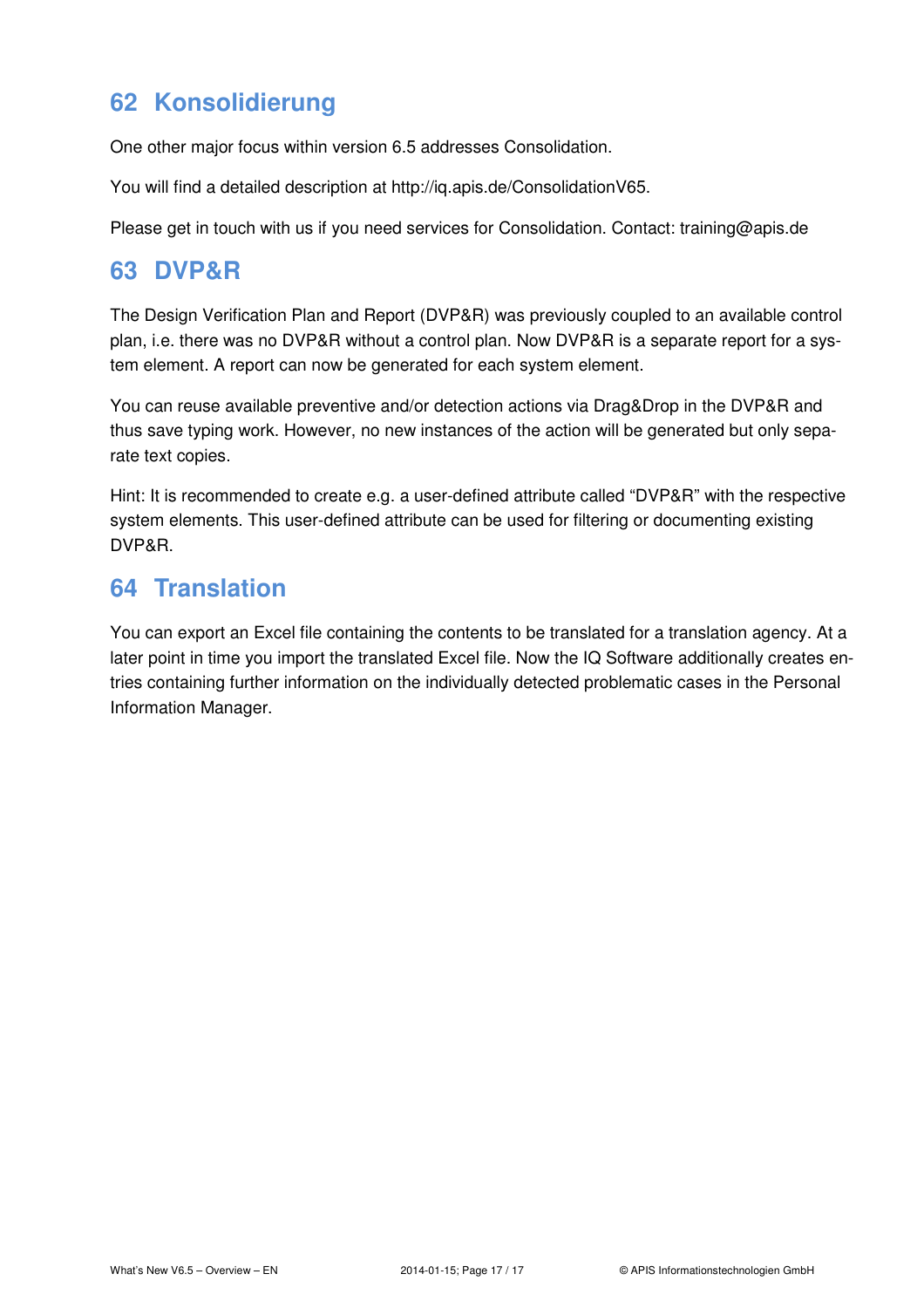# 62 Konsolidierung

One other major focus within version 6.5 addresses Consolidation.

You will find a detailed description at http://iq.apis.de/ConsolidationV65.

Please get in touch with us if you need services for Consolidation. Contact: training@apis.de

# 63 DVP&R

The Design Verification Plan and Report (DVP&R) was previously coupled to an available control plan, i.e. there was no DVP&R without a control plan. Now DVP&R is a separate report for a system element. A report can now be generated for each system element.

You can reuse available preventive and/or detection actions via Drag&Drop in the DVP&R and thus save typing work. However, no new instances of the action will be generated but only separate text copies.

Hint: It is recommended to create e.g. a user-defined attribute called “DVP&R” with the respective system elements. This user-defined attribute can be used for filtering or documenting existing DVP&R.

# 64 Translation

You can export an Excel file containing the contents to be translated for a translation agency. At a later point in time you import the translated Excel file. Now the IQ Software additionally creates entries containing further information on the individually detected problematic cases in the Personal Information Manager.